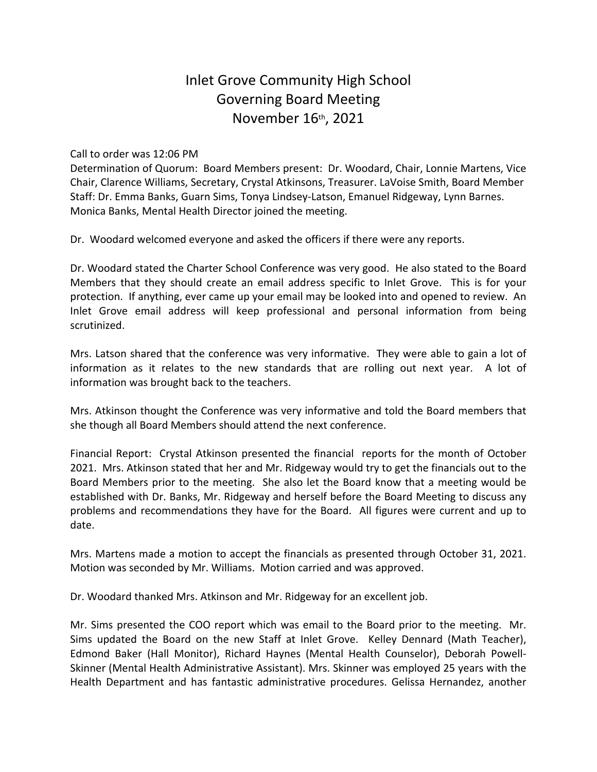# Inlet Grove Community High School
## Governing Board Meeting
## November 16th, 2021

Call to order was 12:06 PM
Determination of Quorum: Board Members present: Dr. Woodard, Chair, Lonnie Martens, Vice Chair, Clarence Williams, Secretary, Crystal Atkinsons, Treasurer. LaVoise Smith, Board Member
Staff: Dr. Emma Banks, Guarn Sims, Tonya Lindsey-Latson, Emanuel Ridgeway, Lynn Barnes.
Monica Banks, Mental Health Director joined the meeting.

Dr. Woodard welcomed everyone and asked the officers if there were any reports.

Dr. Woodard stated the Charter School Conference was very good. He also stated to the Board Members that they should create an email address specific to Inlet Grove. This is for your protection. If anything, ever came up your email may be looked into and opened to review. An Inlet Grove email address will keep professional and personal information from being scrutinized.

Mrs. Latson shared that the conference was very informative. They were able to gain a lot of information as it relates to the new standards that are rolling out next year. A lot of information was brought back to the teachers.

Mrs. Atkinson thought the Conference was very informative and told the Board members that she though all Board Members should attend the next conference.

Financial Report: Crystal Atkinson presented the financial reports for the month of October 2021. Mrs. Atkinson stated that her and Mr. Ridgeway would try to get the financials out to the Board Members prior to the meeting. She also let the Board know that a meeting would be established with Dr. Banks, Mr. Ridgeway and herself before the Board Meeting to discuss any problems and recommendations they have for the Board. All figures were current and up to date.

Mrs. Martens made a motion to accept the financials as presented through October 31, 2021. Motion was seconded by Mr. Williams. Motion carried and was approved.

Dr. Woodard thanked Mrs. Atkinson and Mr. Ridgeway for an excellent job.

Mr. Sims presented the COO report which was email to the Board prior to the meeting. Mr. Sims updated the Board on the new Staff at Inlet Grove. Kelley Dennard (Math Teacher), Edmond Baker (Hall Monitor), Richard Haynes (Mental Health Counselor), Deborah Powell-Skinner (Mental Health Administrative Assistant). Mrs. Skinner was employed 25 years with the Health Department and has fantastic administrative procedures. Gelissa Hernandez, another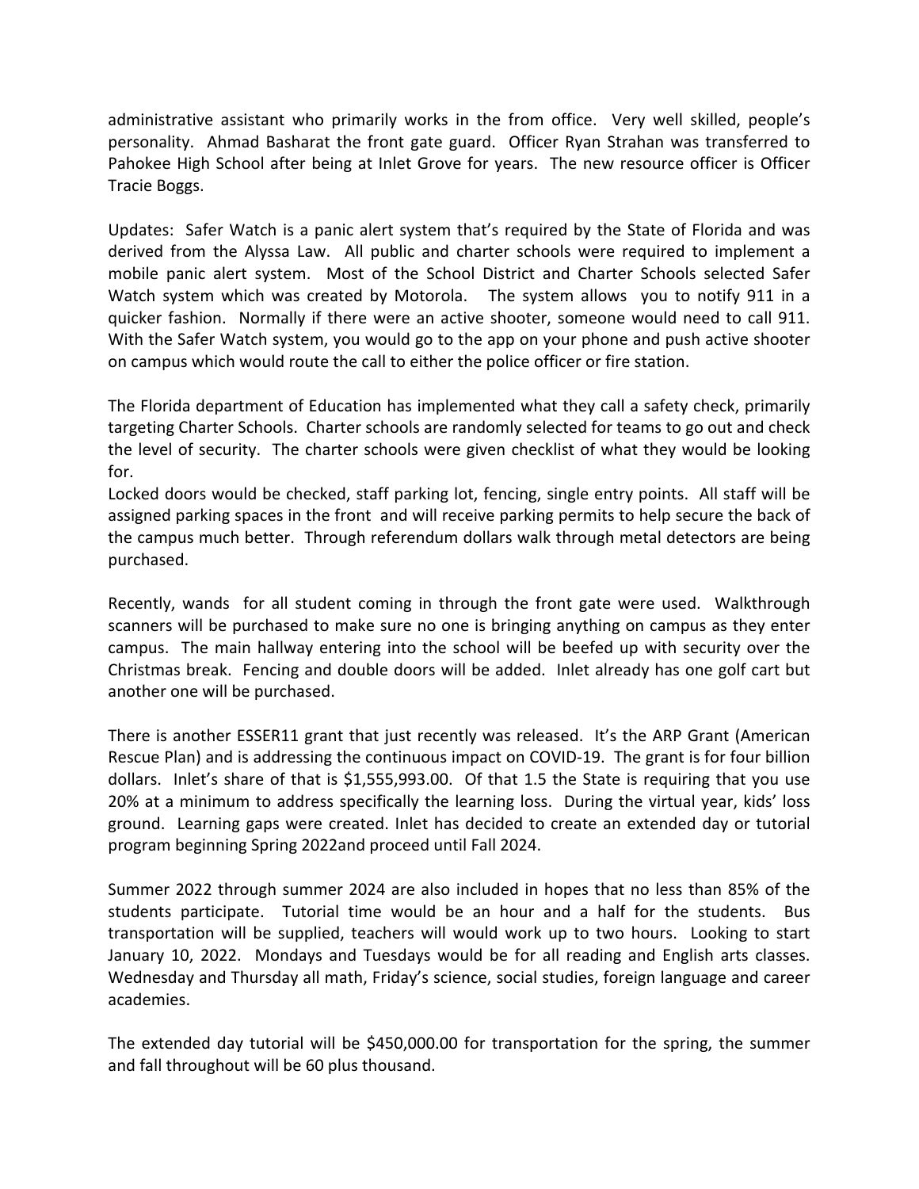administrative assistant who primarily works in the from office. Very well skilled, people's personality. Ahmad Basharat the front gate guard. Officer Ryan Strahan was transferred to Pahokee High School after being at Inlet Grove for years. The new resource officer is Officer Tracie Boggs.

Updates: Safer Watch is a panic alert system that's required by the State of Florida and was derived from the Alyssa Law. All public and charter schools were required to implement a mobile panic alert system. Most of the School District and Charter Schools selected Safer Watch system which was created by Motorola. The system allows you to notify 911 in a quicker fashion. Normally if there were an active shooter, someone would need to call 911. With the Safer Watch system, you would go to the app on your phone and push active shooter on campus which would route the call to either the police officer or fire station.

The Florida department of Education has implemented what they call a safety check, primarily targeting Charter Schools. Charter schools are randomly selected for teams to go out and check the level of security. The charter schools were given checklist of what they would be looking for.
Locked doors would be checked, staff parking lot, fencing, single entry points. All staff will be assigned parking spaces in the front and will receive parking permits to help secure the back of the campus much better. Through referendum dollars walk through metal detectors are being purchased.

Recently, wands for all student coming in through the front gate were used. Walkthrough scanners will be purchased to make sure no one is bringing anything on campus as they enter campus. The main hallway entering into the school will be beefed up with security over the Christmas break. Fencing and double doors will be added. Inlet already has one golf cart but another one will be purchased.

There is another ESSER11 grant that just recently was released. It's the ARP Grant (American Rescue Plan) and is addressing the continuous impact on COVID-19. The grant is for four billion dollars. Inlet's share of that is $1,555,993.00. Of that 1.5 the State is requiring that you use 20% at a minimum to address specifically the learning loss. During the virtual year, kids' loss ground. Learning gaps were created. Inlet has decided to create an extended day or tutorial program beginning Spring 2022and proceed until Fall 2024.

Summer 2022 through summer 2024 are also included in hopes that no less than 85% of the students participate. Tutorial time would be an hour and a half for the students. Bus transportation will be supplied, teachers will would work up to two hours. Looking to start January 10, 2022. Mondays and Tuesdays would be for all reading and English arts classes. Wednesday and Thursday all math, Friday's science, social studies, foreign language and career academies.

The extended day tutorial will be $450,000.00 for transportation for the spring, the summer and fall throughout will be 60 plus thousand.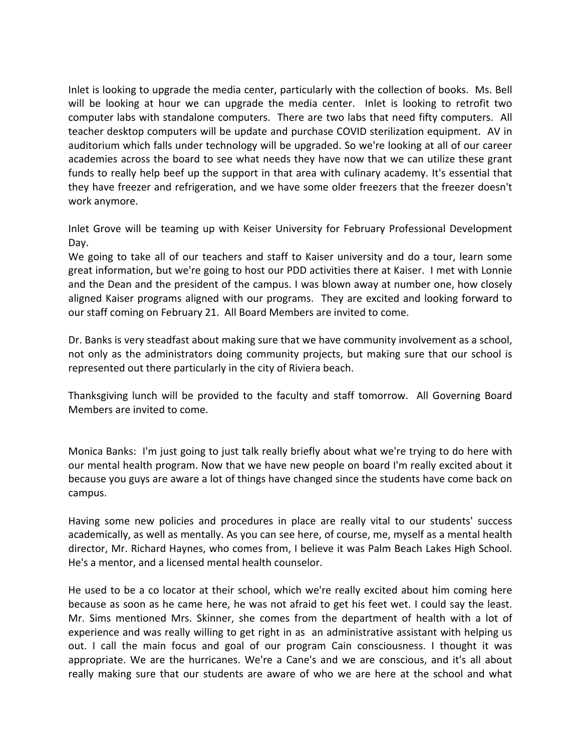Inlet is looking to upgrade the media center, particularly with the collection of books. Ms. Bell will be looking at hour we can upgrade the media center. Inlet is looking to retrofit two computer labs with standalone computers. There are two labs that need fifty computers. All teacher desktop computers will be update and purchase COVID sterilization equipment. AV in auditorium which falls under technology will be upgraded. So we're looking at all of our career academies across the board to see what needs they have now that we can utilize these grant funds to really help beef up the support in that area with culinary academy. It's essential that they have freezer and refrigeration, and we have some older freezers that the freezer doesn't work anymore.

Inlet Grove will be teaming up with Keiser University for February Professional Development Day.
We going to take all of our teachers and staff to Kaiser university and do a tour, learn some great information, but we're going to host our PDD activities there at Kaiser. I met with Lonnie and the Dean and the president of the campus. I was blown away at number one, how closely aligned Kaiser programs aligned with our programs. They are excited and looking forward to our staff coming on February 21. All Board Members are invited to come.

Dr. Banks is very steadfast about making sure that we have community involvement as a school, not only as the administrators doing community projects, but making sure that our school is represented out there particularly in the city of Riviera beach.

Thanksgiving lunch will be provided to the faculty and staff tomorrow. All Governing Board Members are invited to come.

Monica Banks: I'm just going to just talk really briefly about what we're trying to do here with our mental health program. Now that we have new people on board I'm really excited about it because you guys are aware a lot of things have changed since the students have come back on campus.

Having some new policies and procedures in place are really vital to our students' success academically, as well as mentally. As you can see here, of course, me, myself as a mental health director, Mr. Richard Haynes, who comes from, I believe it was Palm Beach Lakes High School. He's a mentor, and a licensed mental health counselor.

He used to be a co locator at their school, which we're really excited about him coming here because as soon as he came here, he was not afraid to get his feet wet. I could say the least. Mr. Sims mentioned Mrs. Skinner, she comes from the department of health with a lot of experience and was really willing to get right in as an administrative assistant with helping us out. I call the main focus and goal of our program Cain consciousness. I thought it was appropriate. We are the hurricanes. We're a Cane's and we are conscious, and it's all about really making sure that our students are aware of who we are here at the school and what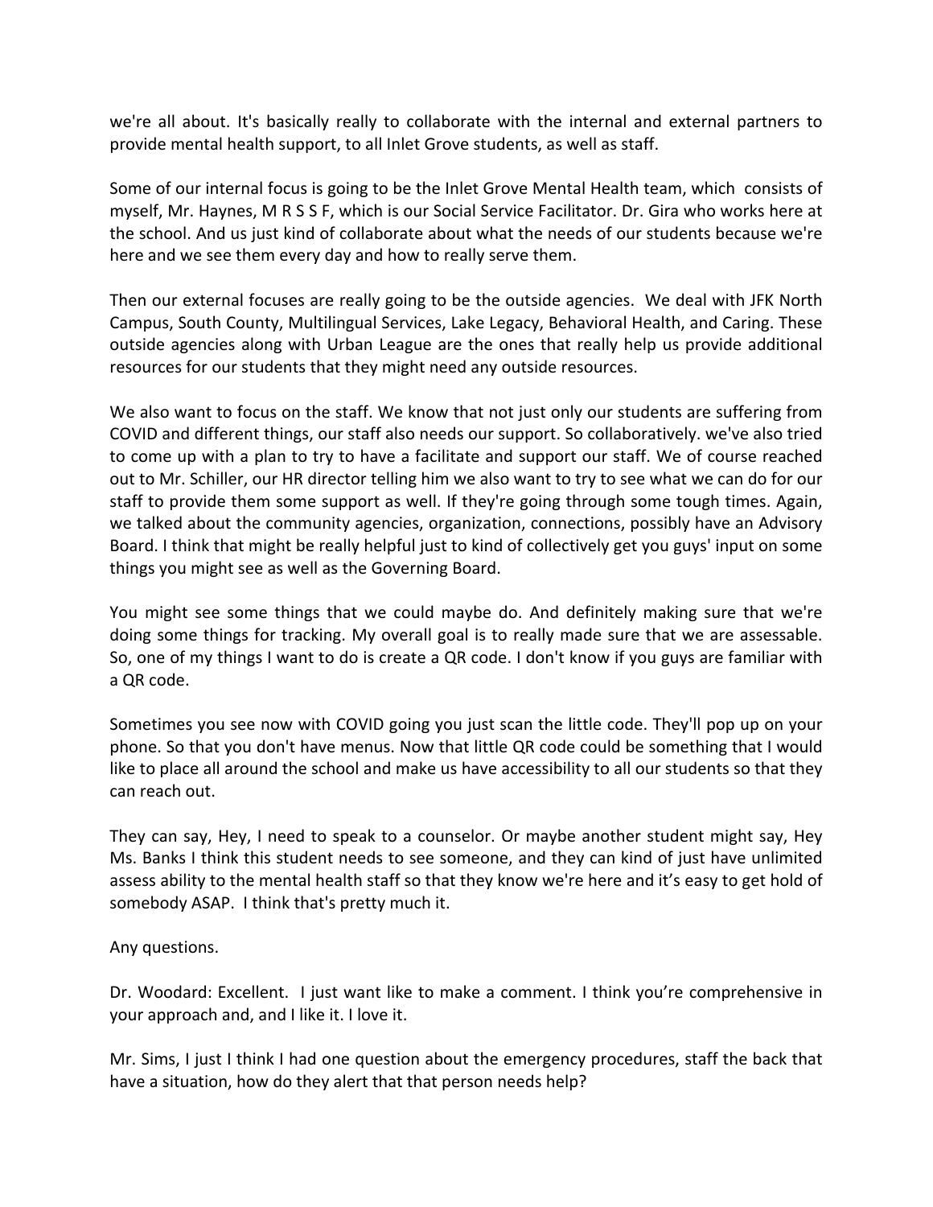we're all about. It's basically really to collaborate with the internal and external partners to provide mental health support, to all Inlet Grove students, as well as staff.

Some of our internal focus is going to be the Inlet Grove Mental Health team, which consists of myself, Mr. Haynes, M R S S F, which is our Social Service Facilitator. Dr. Gira who works here at the school. And us just kind of collaborate about what the needs of our students because we're here and we see them every day and how to really serve them.

Then our external focuses are really going to be the outside agencies. We deal with JFK North Campus, South County, Multilingual Services, Lake Legacy, Behavioral Health, and Caring. These outside agencies along with Urban League are the ones that really help us provide additional resources for our students that they might need any outside resources.

We also want to focus on the staff. We know that not just only our students are suffering from COVID and different things, our staff also needs our support. So collaboratively. we've also tried to come up with a plan to try to have a facilitate and support our staff. We of course reached out to Mr. Schiller, our HR director telling him we also want to try to see what we can do for our staff to provide them some support as well. If they're going through some tough times. Again, we talked about the community agencies, organization, connections, possibly have an Advisory Board. I think that might be really helpful just to kind of collectively get you guys' input on some things you might see as well as the Governing Board.

You might see some things that we could maybe do. And definitely making sure that we're doing some things for tracking. My overall goal is to really made sure that we are assessable. So, one of my things I want to do is create a QR code. I don't know if you guys are familiar with a QR code.

Sometimes you see now with COVID going you just scan the little code. They'll pop up on your phone. So that you don't have menus. Now that little QR code could be something that I would like to place all around the school and make us have accessibility to all our students so that they can reach out.

They can say, Hey, I need to speak to a counselor. Or maybe another student might say, Hey Ms. Banks I think this student needs to see someone, and they can kind of just have unlimited assess ability to the mental health staff so that they know we're here and it's easy to get hold of somebody ASAP. I think that's pretty much it.

Any questions.

Dr. Woodard: Excellent. I just want like to make a comment. I think you're comprehensive in your approach and, and I like it. I love it.

Mr. Sims, I just I think I had one question about the emergency procedures, staff the back that have a situation, how do they alert that that person needs help?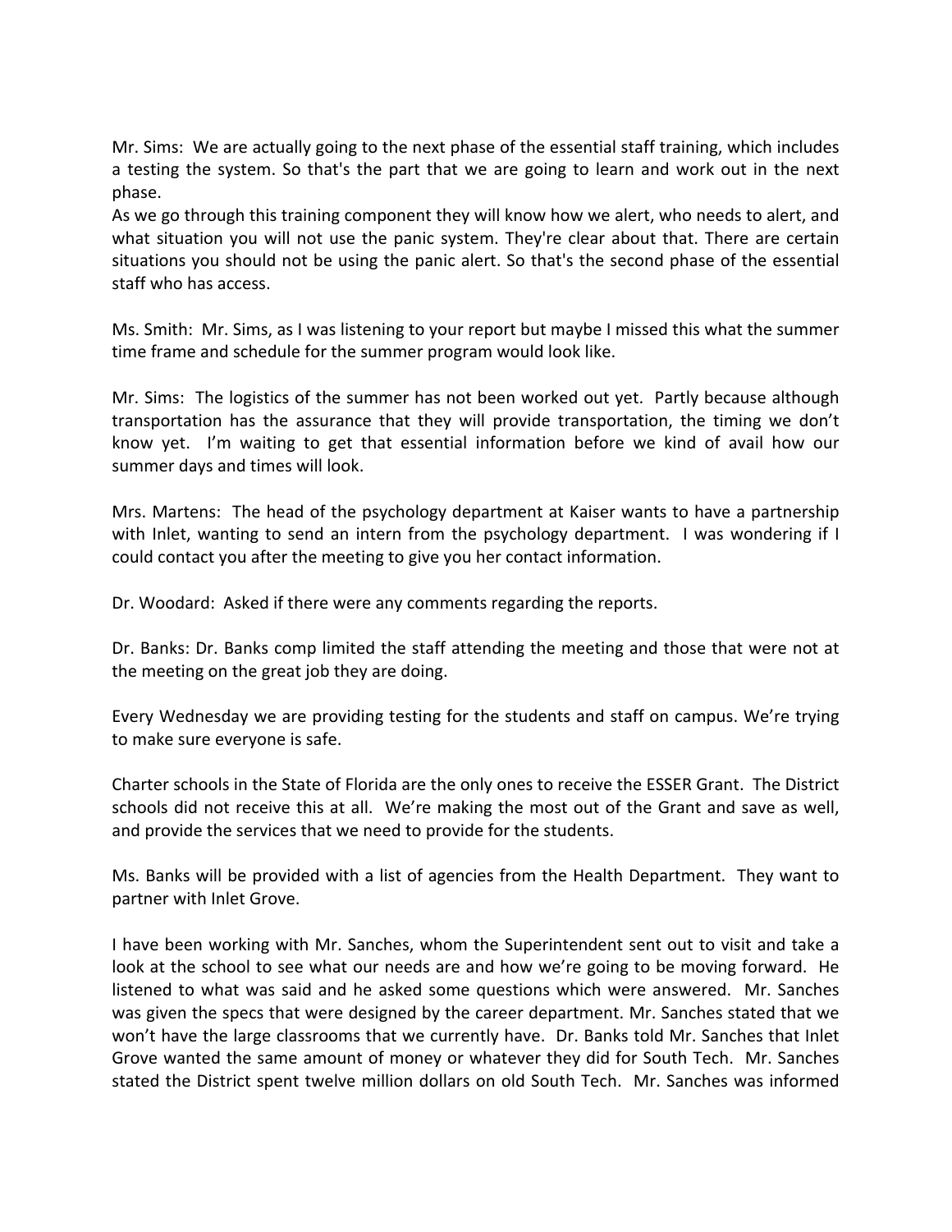Mr. Sims: We are actually going to the next phase of the essential staff training, which includes a testing the system. So that's the part that we are going to learn and work out in the next phase.

As we go through this training component they will know how we alert, who needs to alert, and what situation you will not use the panic system. They're clear about that. There are certain situations you should not be using the panic alert. So that's the second phase of the essential staff who has access.

Ms. Smith: Mr. Sims, as I was listening to your report but maybe I missed this what the summer time frame and schedule for the summer program would look like.

Mr. Sims: The logistics of the summer has not been worked out yet. Partly because although transportation has the assurance that they will provide transportation, the timing we don't know yet. I'm waiting to get that essential information before we kind of avail how our summer days and times will look.

Mrs. Martens: The head of the psychology department at Kaiser wants to have a partnership with Inlet, wanting to send an intern from the psychology department. I was wondering if I could contact you after the meeting to give you her contact information.

Dr. Woodard: Asked if there were any comments regarding the reports.

Dr. Banks: Dr. Banks comp limited the staff attending the meeting and those that were not at the meeting on the great job they are doing.

Every Wednesday we are providing testing for the students and staff on campus. We're trying to make sure everyone is safe.

Charter schools in the State of Florida are the only ones to receive the ESSER Grant. The District schools did not receive this at all. We're making the most out of the Grant and save as well, and provide the services that we need to provide for the students.

Ms. Banks will be provided with a list of agencies from the Health Department. They want to partner with Inlet Grove.

I have been working with Mr. Sanches, whom the Superintendent sent out to visit and take a look at the school to see what our needs are and how we're going to be moving forward. He listened to what was said and he asked some questions which were answered. Mr. Sanches was given the specs that were designed by the career department. Mr. Sanches stated that we won't have the large classrooms that we currently have. Dr. Banks told Mr. Sanches that Inlet Grove wanted the same amount of money or whatever they did for South Tech. Mr. Sanches stated the District spent twelve million dollars on old South Tech. Mr. Sanches was informed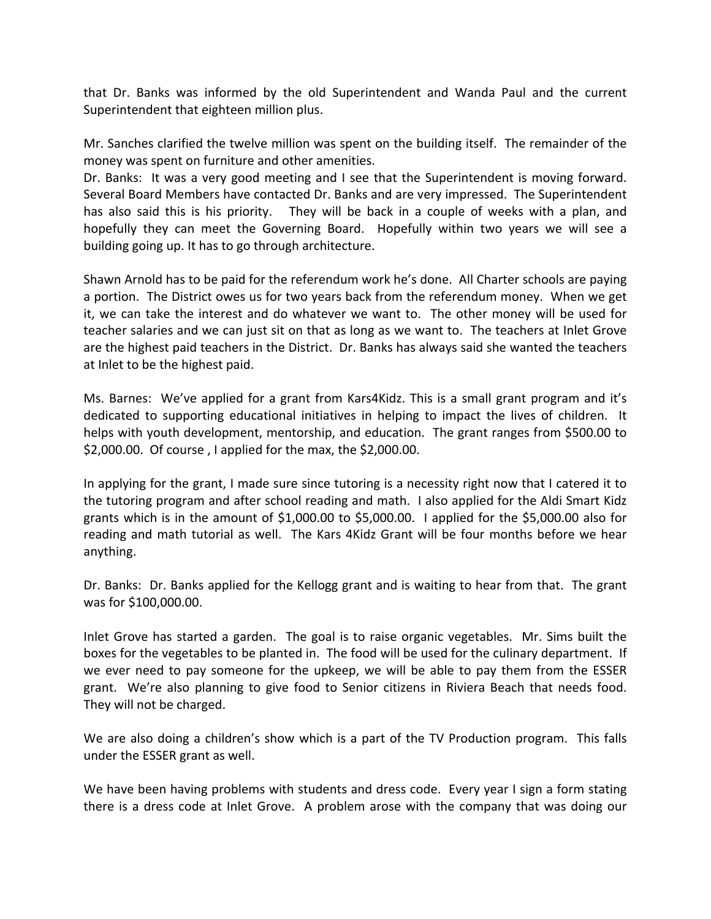that Dr. Banks was informed by the old Superintendent and Wanda Paul and the current Superintendent that eighteen million plus.

Mr. Sanches clarified the twelve million was spent on the building itself. The remainder of the money was spent on furniture and other amenities.
Dr. Banks: It was a very good meeting and I see that the Superintendent is moving forward. Several Board Members have contacted Dr. Banks and are very impressed. The Superintendent has also said this is his priority. They will be back in a couple of weeks with a plan, and hopefully they can meet the Governing Board. Hopefully within two years we will see a building going up. It has to go through architecture.

Shawn Arnold has to be paid for the referendum work he's done. All Charter schools are paying a portion. The District owes us for two years back from the referendum money. When we get it, we can take the interest and do whatever we want to. The other money will be used for teacher salaries and we can just sit on that as long as we want to. The teachers at Inlet Grove are the highest paid teachers in the District. Dr. Banks has always said she wanted the teachers at Inlet to be the highest paid.

Ms. Barnes: We've applied for a grant from Kars4Kidz. This is a small grant program and it's dedicated to supporting educational initiatives in helping to impact the lives of children. It helps with youth development, mentorship, and education. The grant ranges from $500.00 to $2,000.00. Of course , I applied for the max, the $2,000.00.

In applying for the grant, I made sure since tutoring is a necessity right now that I catered it to the tutoring program and after school reading and math. I also applied for the Aldi Smart Kidz grants which is in the amount of $1,000.00 to $5,000.00. I applied for the $5,000.00 also for reading and math tutorial as well. The Kars 4Kidz Grant will be four months before we hear anything.

Dr. Banks: Dr. Banks applied for the Kellogg grant and is waiting to hear from that. The grant was for $100,000.00.

Inlet Grove has started a garden. The goal is to raise organic vegetables. Mr. Sims built the boxes for the vegetables to be planted in. The food will be used for the culinary department. If we ever need to pay someone for the upkeep, we will be able to pay them from the ESSER grant. We're also planning to give food to Senior citizens in Riviera Beach that needs food. They will not be charged.

We are also doing a children's show which is a part of the TV Production program. This falls under the ESSER grant as well.

We have been having problems with students and dress code. Every year I sign a form stating there is a dress code at Inlet Grove. A problem arose with the company that was doing our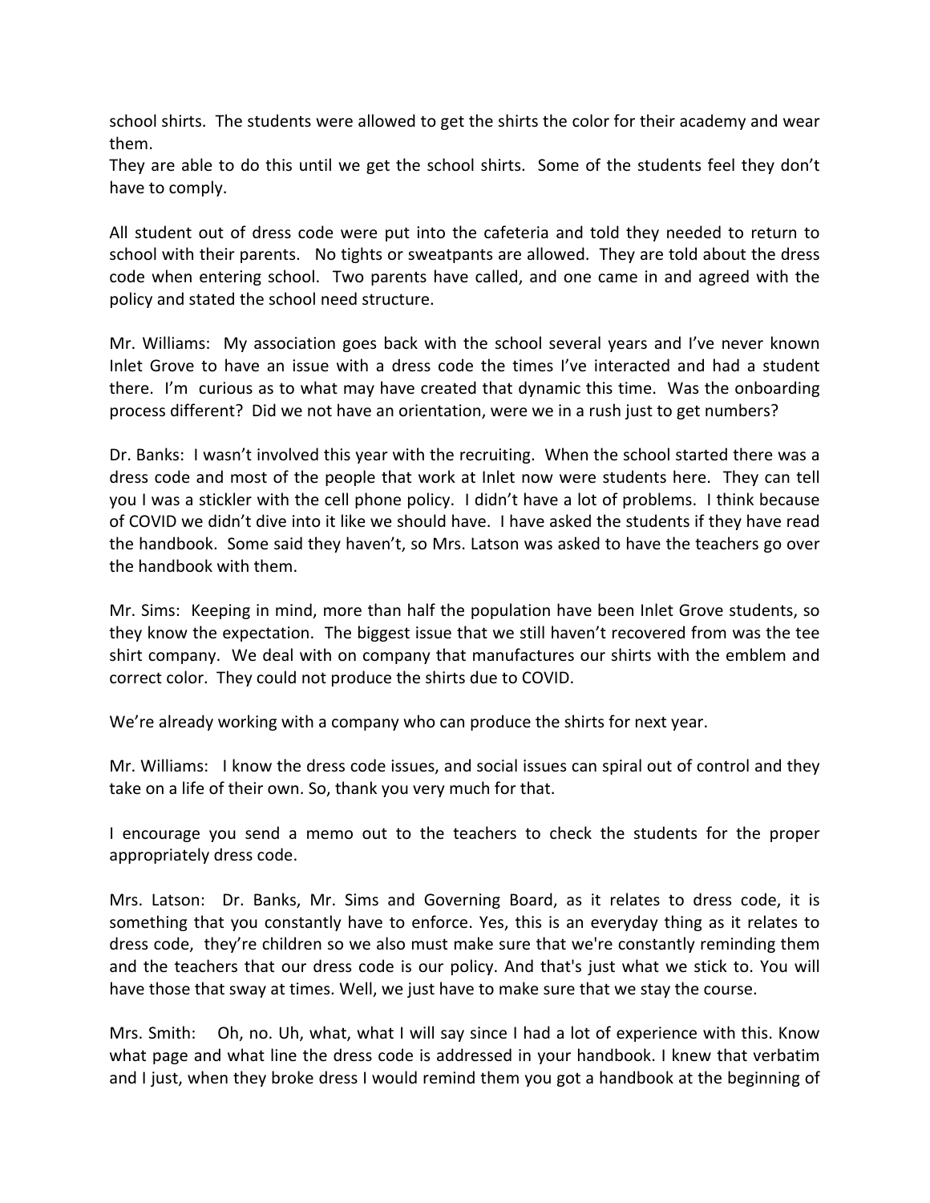school shirts. The students were allowed to get the shirts the color for their academy and wear them.
They are able to do this until we get the school shirts. Some of the students feel they don't have to comply.

All student out of dress code were put into the cafeteria and told they needed to return to school with their parents. No tights or sweatpants are allowed. They are told about the dress code when entering school. Two parents have called, and one came in and agreed with the policy and stated the school need structure.

Mr. Williams: My association goes back with the school several years and I've never known Inlet Grove to have an issue with a dress code the times I've interacted and had a student there. I'm curious as to what may have created that dynamic this time. Was the onboarding process different? Did we not have an orientation, were we in a rush just to get numbers?

Dr. Banks: I wasn't involved this year with the recruiting. When the school started there was a dress code and most of the people that work at Inlet now were students here. They can tell you I was a stickler with the cell phone policy. I didn't have a lot of problems. I think because of COVID we didn't dive into it like we should have. I have asked the students if they have read the handbook. Some said they haven't, so Mrs. Latson was asked to have the teachers go over the handbook with them.

Mr. Sims: Keeping in mind, more than half the population have been Inlet Grove students, so they know the expectation. The biggest issue that we still haven't recovered from was the tee shirt company. We deal with on company that manufactures our shirts with the emblem and correct color. They could not produce the shirts due to COVID.

We're already working with a company who can produce the shirts for next year.

Mr. Williams: I know the dress code issues, and social issues can spiral out of control and they take on a life of their own. So, thank you very much for that.

I encourage you send a memo out to the teachers to check the students for the proper appropriately dress code.

Mrs. Latson: Dr. Banks, Mr. Sims and Governing Board, as it relates to dress code, it is something that you constantly have to enforce. Yes, this is an everyday thing as it relates to dress code, they're children so we also must make sure that we're constantly reminding them and the teachers that our dress code is our policy. And that's just what we stick to. You will have those that sway at times. Well, we just have to make sure that we stay the course.

Mrs. Smith: Oh, no. Uh, what, what I will say since I had a lot of experience with this. Know what page and what line the dress code is addressed in your handbook. I knew that verbatim and I just, when they broke dress I would remind them you got a handbook at the beginning of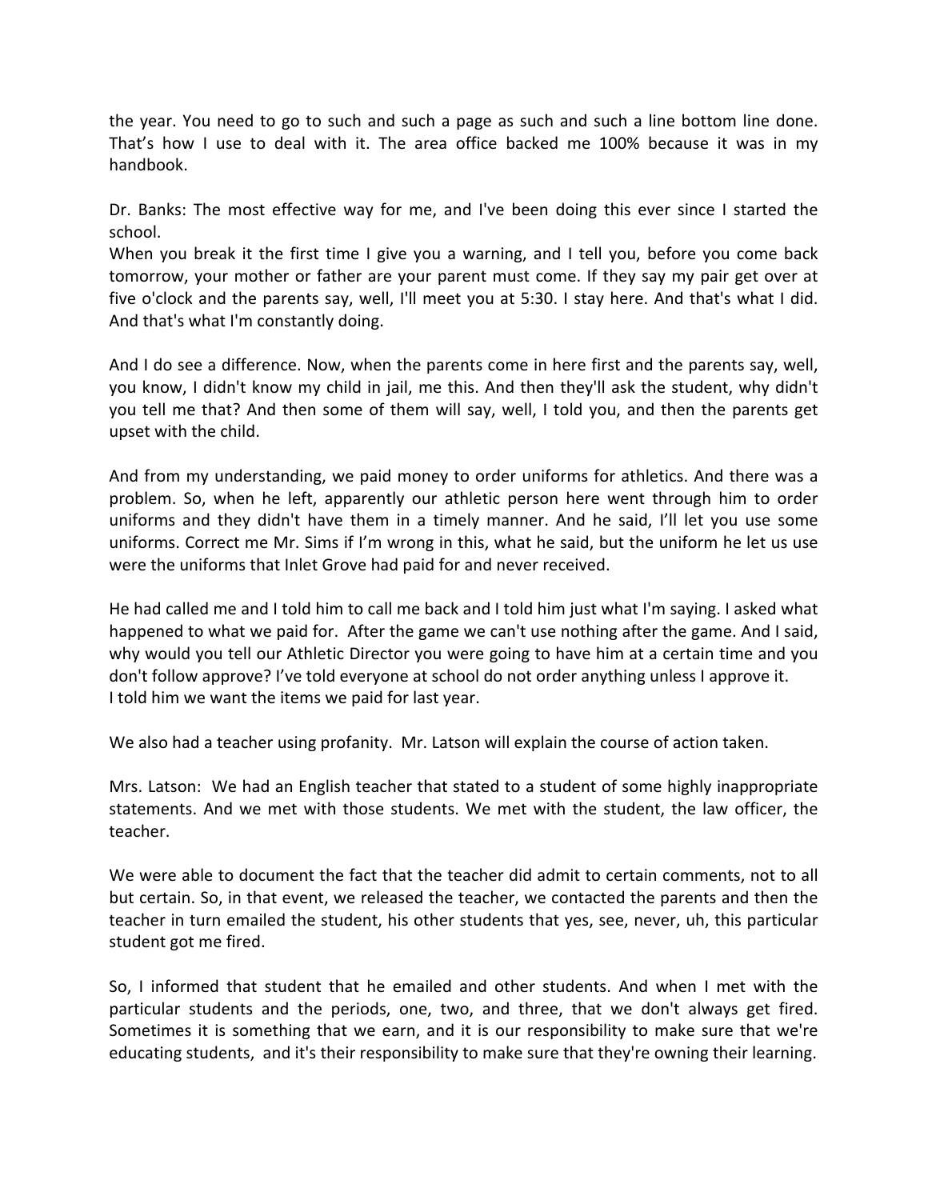the year. You need to go to such and such a page as such and such a line bottom line done. That's how I use to deal with it. The area office backed me 100% because it was in my handbook.

Dr. Banks: The most effective way for me, and I've been doing this ever since I started the school.
When you break it the first time I give you a warning, and I tell you, before you come back tomorrow, your mother or father are your parent must come. If they say my pair get over at five o'clock and the parents say, well, I'll meet you at 5:30. I stay here. And that's what I did. And that's what I'm constantly doing.

And I do see a difference. Now, when the parents come in here first and the parents say, well, you know, I didn't know my child in jail, me this. And then they'll ask the student, why didn't you tell me that? And then some of them will say, well, I told you, and then the parents get upset with the child.

And from my understanding, we paid money to order uniforms for athletics. And there was a problem. So, when he left, apparently our athletic person here went through him to order uniforms and they didn't have them in a timely manner. And he said, I'll let you use some uniforms. Correct me Mr. Sims if I'm wrong in this, what he said, but the uniform he let us use were the uniforms that Inlet Grove had paid for and never received.

He had called me and I told him to call me back and I told him just what I'm saying. I asked what happened to what we paid for. After the game we can't use nothing after the game. And I said, why would you tell our Athletic Director you were going to have him at a certain time and you don't follow approve? I've told everyone at school do not order anything unless I approve it.
I told him we want the items we paid for last year.

We also had a teacher using profanity. Mr. Latson will explain the course of action taken.

Mrs. Latson: We had an English teacher that stated to a student of some highly inappropriate statements. And we met with those students. We met with the student, the law officer, the teacher.

We were able to document the fact that the teacher did admit to certain comments, not to all but certain. So, in that event, we released the teacher, we contacted the parents and then the teacher in turn emailed the student, his other students that yes, see, never, uh, this particular student got me fired.

So, I informed that student that he emailed and other students. And when I met with the particular students and the periods, one, two, and three, that we don't always get fired. Sometimes it is something that we earn, and it is our responsibility to make sure that we're educating students, and it's their responsibility to make sure that they're owning their learning.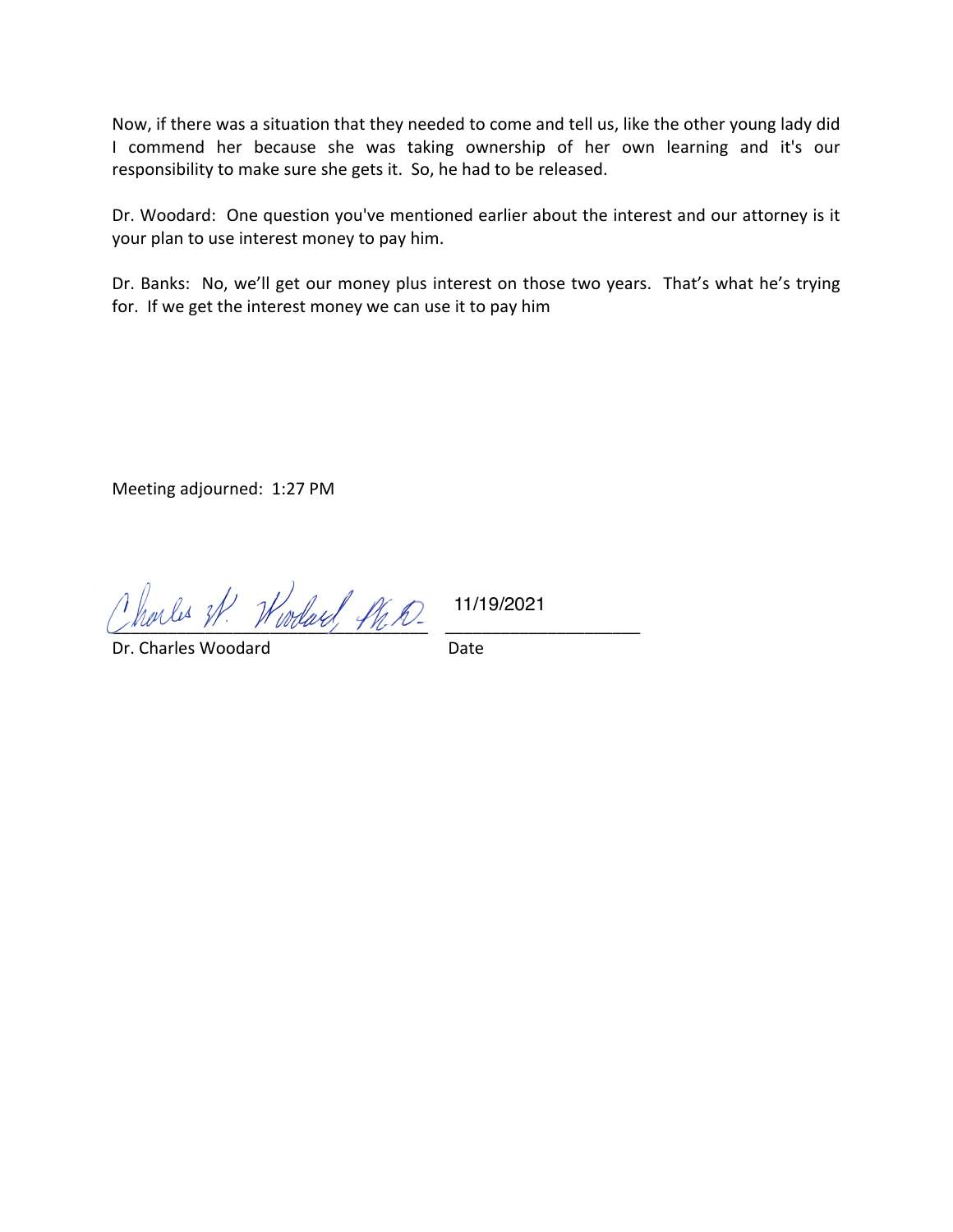Now, if there was a situation that they needed to come and tell us, like the other young lady did I commend her because she was taking ownership of her own learning and it's our responsibility to make sure she gets it. So, he had to be released.

Dr. Woodard: One question you've mentioned earlier about the interest and our attorney is it your plan to use interest money to pay him.

Dr. Banks: No, we'll get our money plus interest on those two years. That's what he's trying for. If we get the interest money we can use it to pay him

Meeting adjourned: 1:27 PM

Charles W. Woodard, Ph.D. 11/19/2021

Dr. Charles Woodard Date